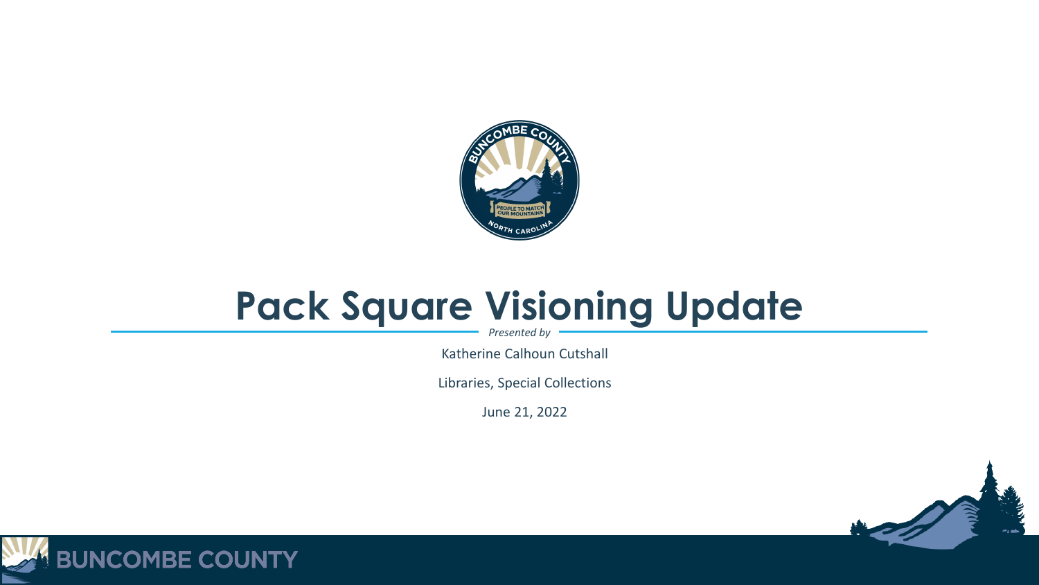# Pack Square Visioning Update

*Presented by*

Katherine Calhoun Cutshall

Libraries, Special Collections

June 21, 2022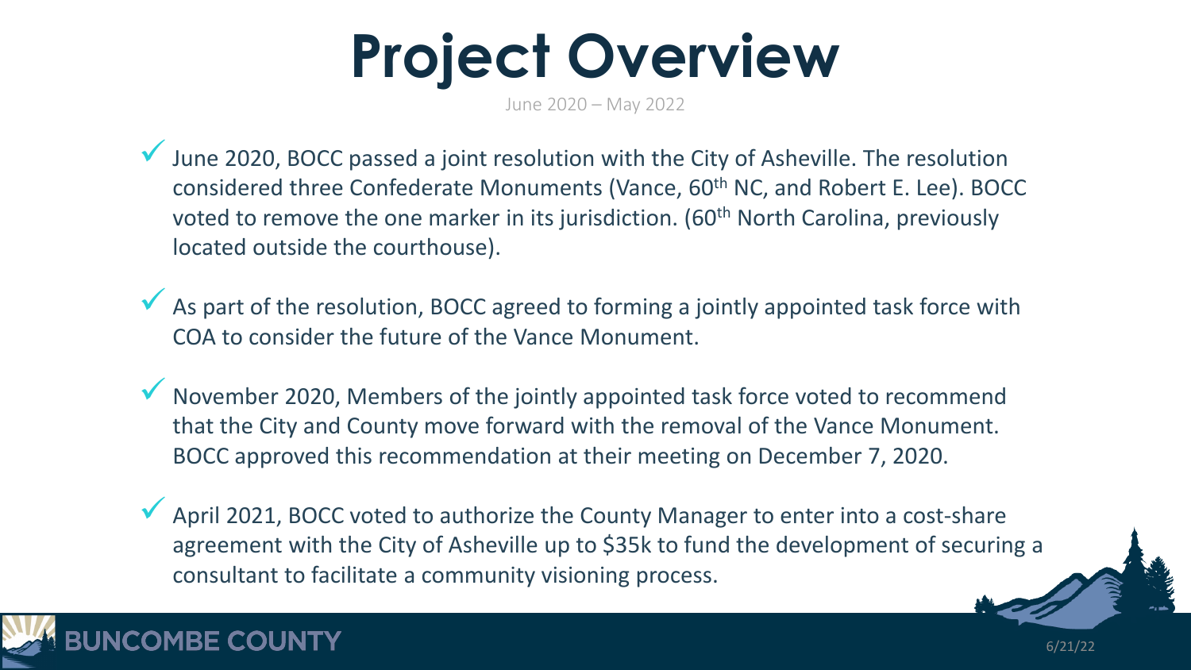# Project Overview

June 2020 – May 2022

- June 2020, BOCC passed a joint resolution with the City of Asheville. The resolution considered three Confederate Monuments (Vance, 60th NC, and Robert E. Lee). BOCC voted to remove the one marker in its jurisdiction. (60th North Carolina, previously located outside the courthouse).
- As part of the resolution, BOCC agreed to forming a jointly appointed task force with COA to consider the future of the Vance Monument.
- November 2020, Members of the jointly appointed task force voted to recommend that the City and County move forward with the removal of the Vance Monument. BOCC approved this recommendation at their meeting on December 7, 2020.
- April 2021, BOCC voted to authorize the County Manager to enter into a cost-share agreement with the City of Asheville up to $35k to fund the development of securing a consultant to facilitate a community visioning process.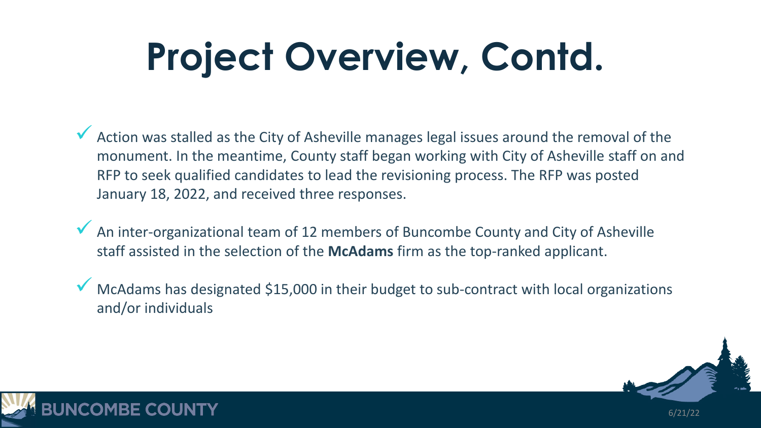# Project Overview, Contd.

- Action was stalled as the City of Asheville manages legal issues around the removal of the monument. In the meantime, County staff began working with City of Asheville staff on and RFP to seek qualified candidates to lead the revisioning process. The RFP was posted January 18, 2022, and received three responses.
- An inter-organizational team of 12 members of Buncombe County and City of Asheville staff assisted in the selection of the **McAdams** firm as the top-ranked applicant.
- McAdams has designated $15,000 in their budget to sub-contract with local organizations and/or individuals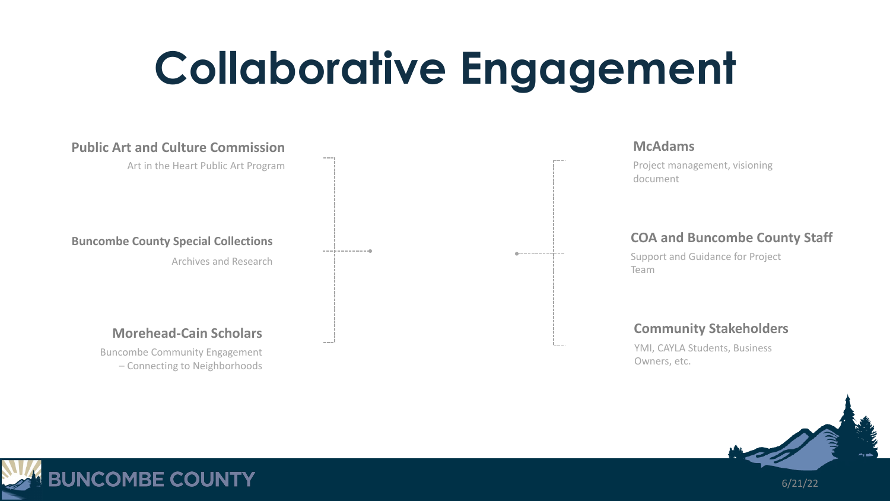# Collaborative Engagement

**Public Art and Culture Commission**

Art in the Heart Public Art Program

**Buncombe County Special Collections**

Archives and Research

**Morehead-Cain Scholars**

Buncombe Community Engagement – Connecting to Neighborhoods

**McAdams**

Project management, visioning document

**COA and Buncombe County Staff**

Support and Guidance for Project Team

**Community Stakeholders**

YMI, CAYLA Students, Business Owners, etc.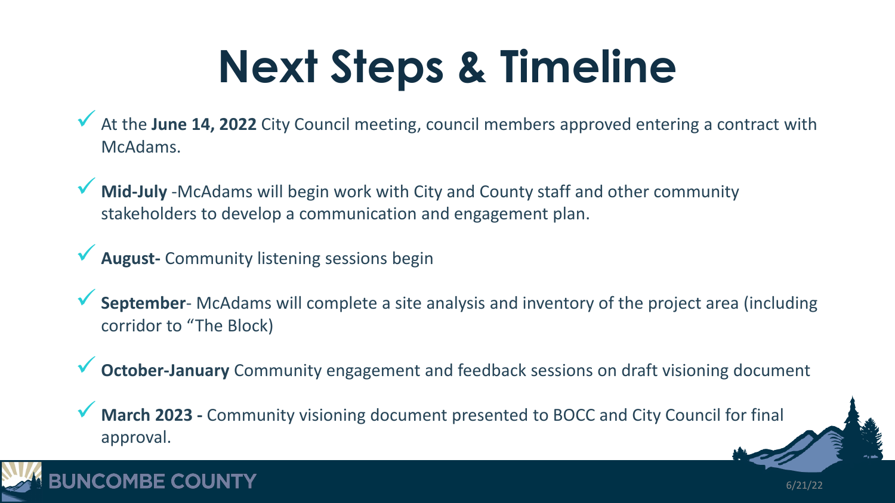# Next Steps & Timeline

- ✓ At the **June 14, 2022** City Council meeting, council members approved entering a contract with McAdams.
- ✓ **Mid-July** -McAdams will begin work with City and County staff and other community stakeholders to develop a communication and engagement plan.
- ✓ **August-** Community listening sessions begin
- ✓ **September**- McAdams will complete a site analysis and inventory of the project area (including corridor to "The Block)
- ✓ **October-January** Community engagement and feedback sessions on draft visioning document
- ✓ **March 2023 -** Community visioning document presented to BOCC and City Council for final approval.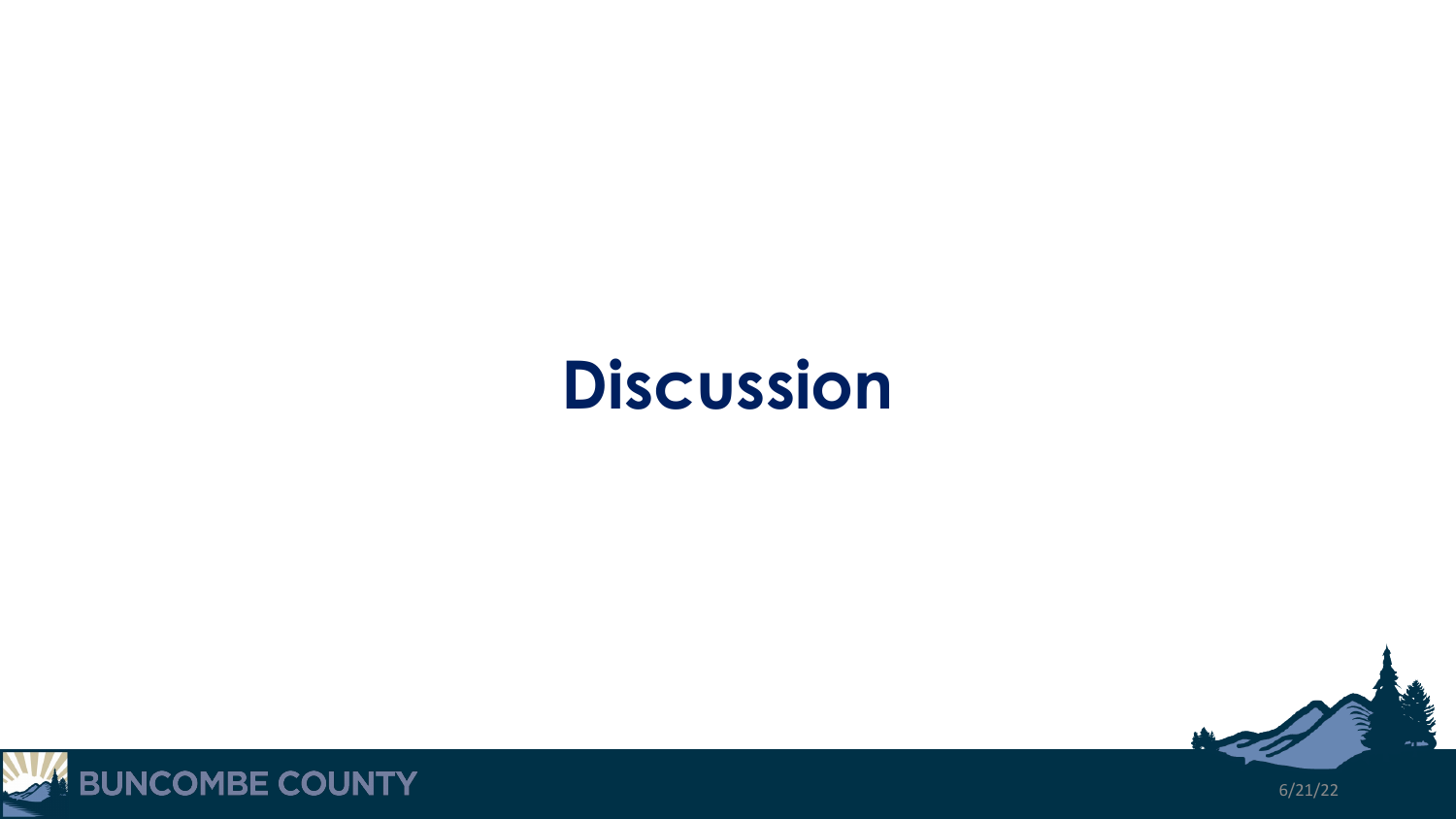# Discussion